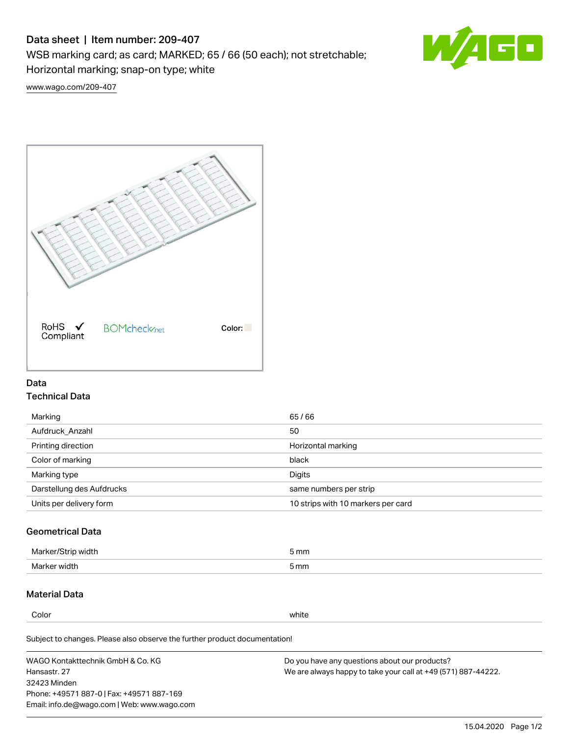# Data sheet | Item number: 209-407

WSB marking card; as card; MARKED; 65 / 66 (50 each); not stretchable; Horizontal marking; snap-on type; white

www.wago.com/209-407

RoHS Compliant ✓ BOMcheck.net Color:

## Data

### Technical Data

| | |
|---|---|
| Marking | 65 / 66 |
| Aufdruck_Anzahl | 50 |
| Printing direction | Horizontal marking |
| Color of marking | black |
| Marking type | Digits |
| Darstellung des Aufdrucks | same numbers per strip |
| Units per delivery form | 10 strips with 10 markers per card |

### Geometrical Data

| | |
|---|---|
| Marker/Strip width | 5 mm |
| Marker width | 5 mm |

### Material Data

| | |
|---|---|
| Color | white |

Subject to changes. Please also observe the further product documentation!

WAGO Kontakttechnik GmbH & Co. KG
Hansastr. 27
32423 Minden
Phone: +49571 887-0 | Fax: +49571 887-169
Email: info.de@wago.com | Web: www.wago.com

Do you have any questions about our products?
We are always happy to take your call at +49 (571) 887-44222.

15.04.2020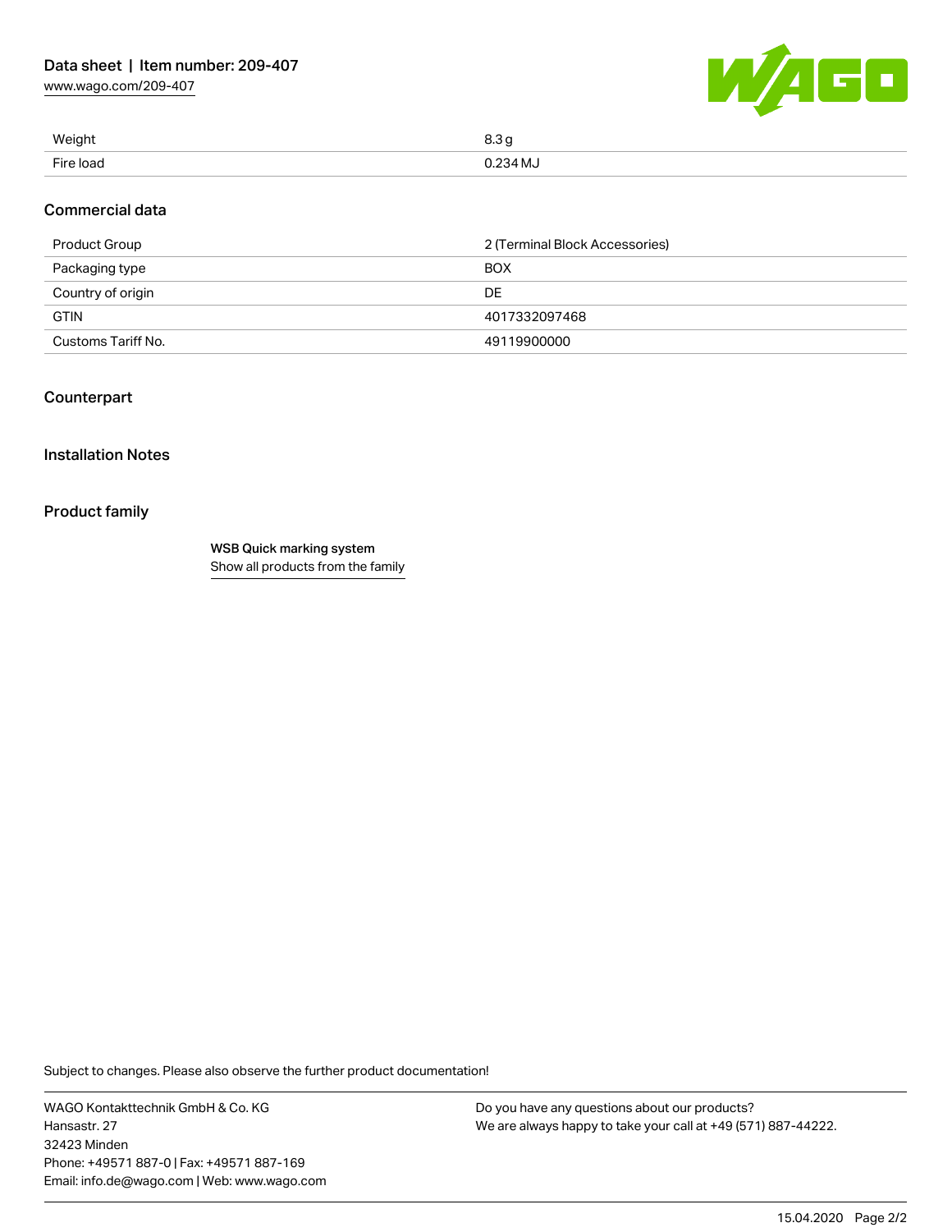| | |
|---|---|
| Weight | 8.3 g |
| Fire load | 0.234 MJ |

## Commercial data

| | |
|---|---|
| Product Group | 2 (Terminal Block Accessories) |
| Packaging type | BOX |
| Country of origin | DE |
| GTIN | 4017332097468 |
| Customs Tariff No. | 49119900000 |

## Counterpart

## Installation Notes

## Product family

**WSB Quick marking system**
Show all products from the family

Subject to changes. Please also observe the further product documentation!

WAGO Kontakttechnik GmbH & Co. KG
Hansastr. 27
32423 Minden
Phone: +49571 887-0 | Fax: +49571 887-169
Email: info.de@wago.com | Web: www.wago.com

Do you have any questions about our products?
We are always happy to take your call at +49 (571) 887-44222.